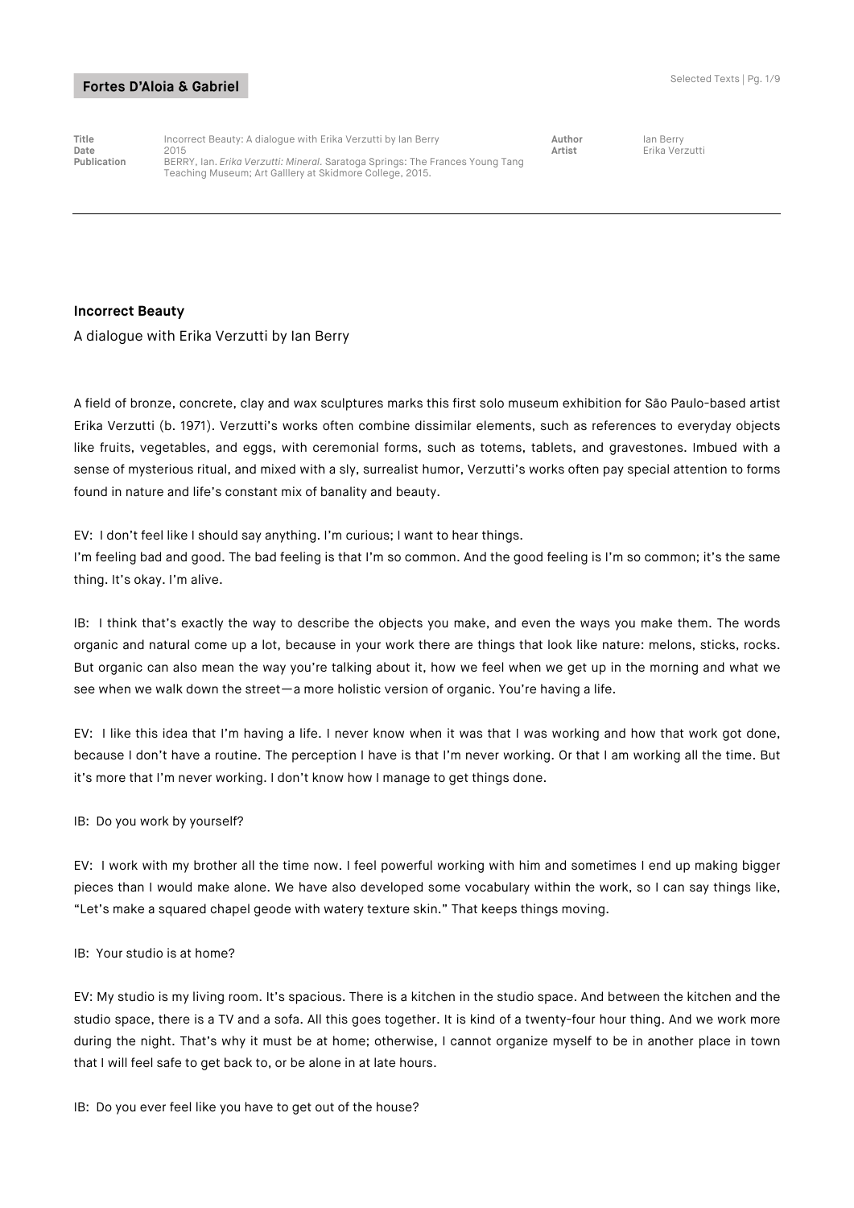**Fortes D'Aloia & Gabriel**

| | | | |
|---|---|---|---|
| **Title** | Incorrect Beauty: A dialogue with Erika Verzutti by Ian Berry | **Author** | Ian Berry |
| **Date** | 2015 | **Artist** | Erika Verzutti |
| **Publication** | BERRY, Ian. *Erika Verzutti: Mineral*. Saratoga Springs: The Frances Young Tang Teaching Museum; Art Galllery at Skidmore College, 2015. | | |

---

## Incorrect Beauty

A dialogue with Erika Verzutti by Ian Berry

A field of bronze, concrete, clay and wax sculptures marks this first solo museum exhibition for São Paulo-based artist Erika Verzutti (b. 1971). Verzutti's works often combine dissimilar elements, such as references to everyday objects like fruits, vegetables, and eggs, with ceremonial forms, such as totems, tablets, and gravestones. Imbued with a sense of mysterious ritual, and mixed with a sly, surrealist humor, Verzutti's works often pay special attention to forms found in nature and life's constant mix of banality and beauty.

EV: I don't feel like I should say anything. I'm curious; I want to hear things.
I'm feeling bad and good. The bad feeling is that I'm so common. And the good feeling is I'm so common; it's the same thing. It's okay. I'm alive.

IB: I think that's exactly the way to describe the objects you make, and even the ways you make them. The words organic and natural come up a lot, because in your work there are things that look like nature: melons, sticks, rocks. But organic can also mean the way you're talking about it, how we feel when we get up in the morning and what we see when we walk down the street—a more holistic version of organic. You're having a life.

EV: I like this idea that I'm having a life. I never know when it was that I was working and how that work got done, because I don't have a routine. The perception I have is that I'm never working. Or that I am working all the time. But it's more that I'm never working. I don't know how I manage to get things done.

IB: Do you work by yourself?

EV: I work with my brother all the time now. I feel powerful working with him and sometimes I end up making bigger pieces than I would make alone. We have also developed some vocabulary within the work, so I can say things like, "Let's make a squared chapel geode with watery texture skin." That keeps things moving.

IB: Your studio is at home?

EV: My studio is my living room. It's spacious. There is a kitchen in the studio space. And between the kitchen and the studio space, there is a TV and a sofa. All this goes together. It is kind of a twenty-four hour thing. And we work more during the night. That's why it must be at home; otherwise, I cannot organize myself to be in another place in town that I will feel safe to get back to, or be alone in at late hours.

IB: Do you ever feel like you have to get out of the house?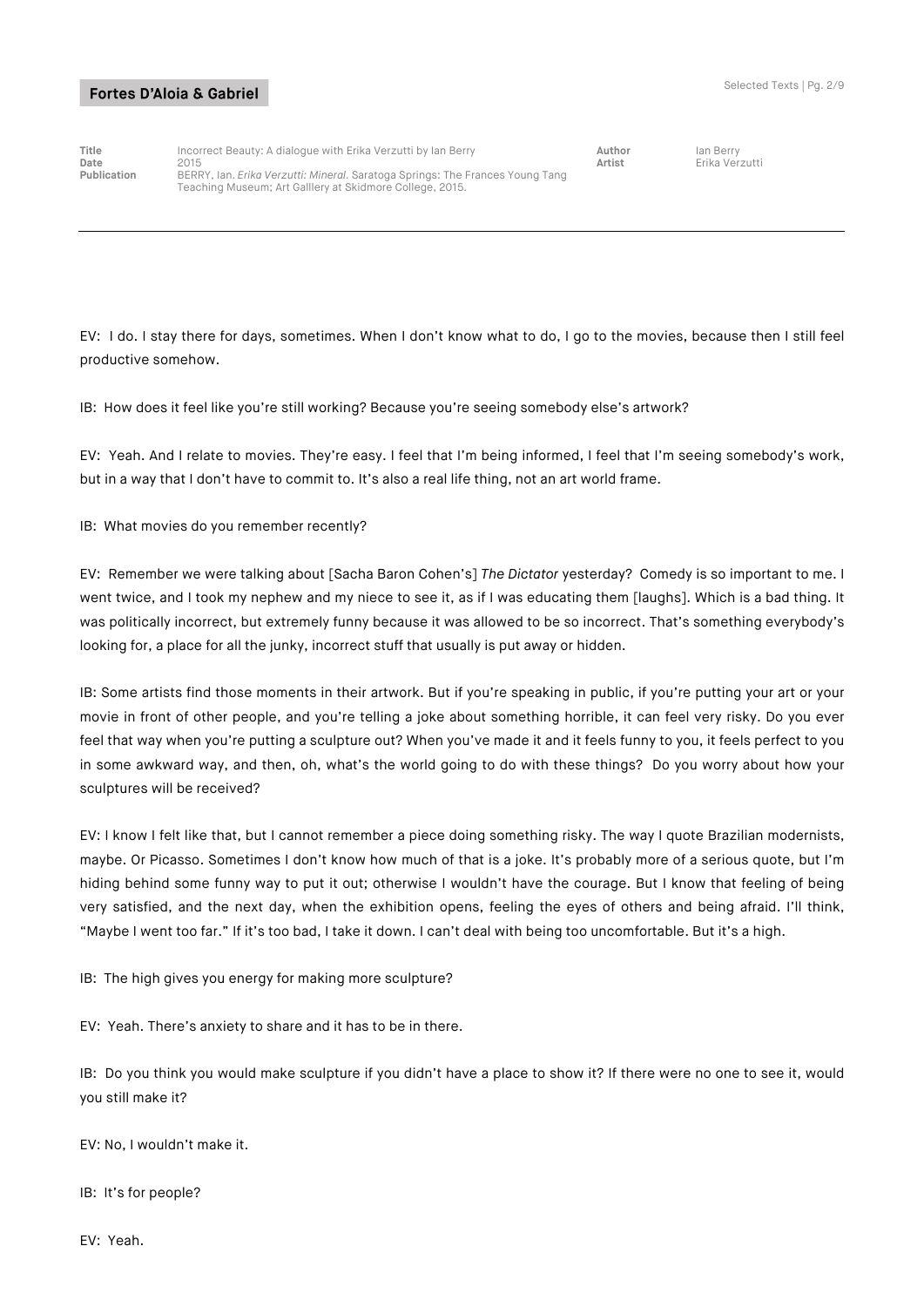| | | | |
|---|---|---|---|
| **Title** | Incorrect Beauty: A dialogue with Erika Verzutti by Ian Berry | **Author** | Ian Berry |
| **Date** | 2015 | **Artist** | Erika Verzutti |
| **Publication** | BERRY, Ian. *Erika Verzutti: Mineral*. Saratoga Springs: The Frances Young Tang Teaching Museum; Art Galllery at Skidmore College, 2015. | | |

---

EV: I do. I stay there for days, sometimes. When I don't know what to do, I go to the movies, because then I still feel productive somehow.

IB: How does it feel like you're still working? Because you're seeing somebody else's artwork?

EV: Yeah. And I relate to movies. They're easy. I feel that I'm being informed, I feel that I'm seeing somebody's work, but in a way that I don't have to commit to. It's also a real life thing, not an art world frame.

IB: What movies do you remember recently?

EV: Remember we were talking about [Sacha Baron Cohen's] *The Dictator* yesterday? Comedy is so important to me. I went twice, and I took my nephew and my niece to see it, as if I was educating them [laughs]. Which is a bad thing. It was politically incorrect, but extremely funny because it was allowed to be so incorrect. That's something everybody's looking for, a place for all the junky, incorrect stuff that usually is put away or hidden.

IB: Some artists find those moments in their artwork. But if you're speaking in public, if you're putting your art or your movie in front of other people, and you're telling a joke about something horrible, it can feel very risky. Do you ever feel that way when you're putting a sculpture out? When you've made it and it feels funny to you, it feels perfect to you in some awkward way, and then, oh, what's the world going to do with these things? Do you worry about how your sculptures will be received?

EV: I know I felt like that, but I cannot remember a piece doing something risky. The way I quote Brazilian modernists, maybe. Or Picasso. Sometimes I don't know how much of that is a joke. It's probably more of a serious quote, but I'm hiding behind some funny way to put it out; otherwise I wouldn't have the courage. But I know that feeling of being very satisfied, and the next day, when the exhibition opens, feeling the eyes of others and being afraid. I'll think, "Maybe I went too far." If it's too bad, I take it down. I can't deal with being too uncomfortable. But it's a high.

IB: The high gives you energy for making more sculpture?

EV: Yeah. There's anxiety to share and it has to be in there.

IB: Do you think you would make sculpture if you didn't have a place to show it? If there were no one to see it, would you still make it?

EV: No, I wouldn't make it.

IB: It's for people?

EV: Yeah.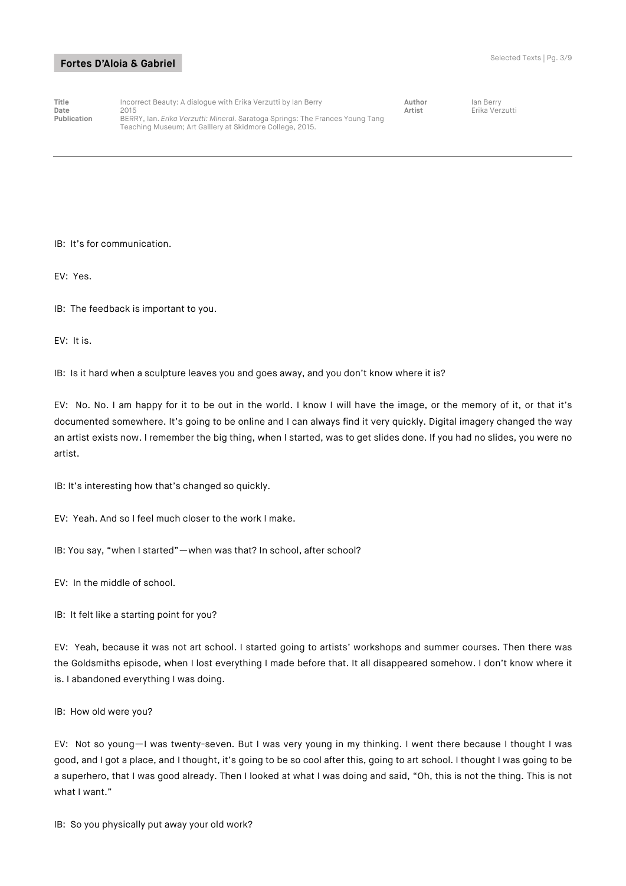IB: It's for communication.

EV: Yes.

IB: The feedback is important to you.

EV: It is.

IB: Is it hard when a sculpture leaves you and goes away, and you don't know where it is?

EV: No. No. I am happy for it to be out in the world. I know I will have the image, or the memory of it, or that it's documented somewhere. It's going to be online and I can always find it very quickly. Digital imagery changed the way an artist exists now. I remember the big thing, when I started, was to get slides done. If you had no slides, you were no artist.

IB: It's interesting how that's changed so quickly.

EV: Yeah. And so I feel much closer to the work I make.

IB: You say, "when I started"—when was that? In school, after school?

EV: In the middle of school.

IB: It felt like a starting point for you?

EV: Yeah, because it was not art school. I started going to artists' workshops and summer courses. Then there was the Goldsmiths episode, when I lost everything I made before that. It all disappeared somehow. I don't know where it is. I abandoned everything I was doing.

IB: How old were you?

EV: Not so young—I was twenty-seven. But I was very young in my thinking. I went there because I thought I was good, and I got a place, and I thought, it's going to be so cool after this, going to art school. I thought I was going to be a superhero, that I was good already. Then I looked at what I was doing and said, "Oh, this is not the thing. This is not what I want."

IB: So you physically put away your old work?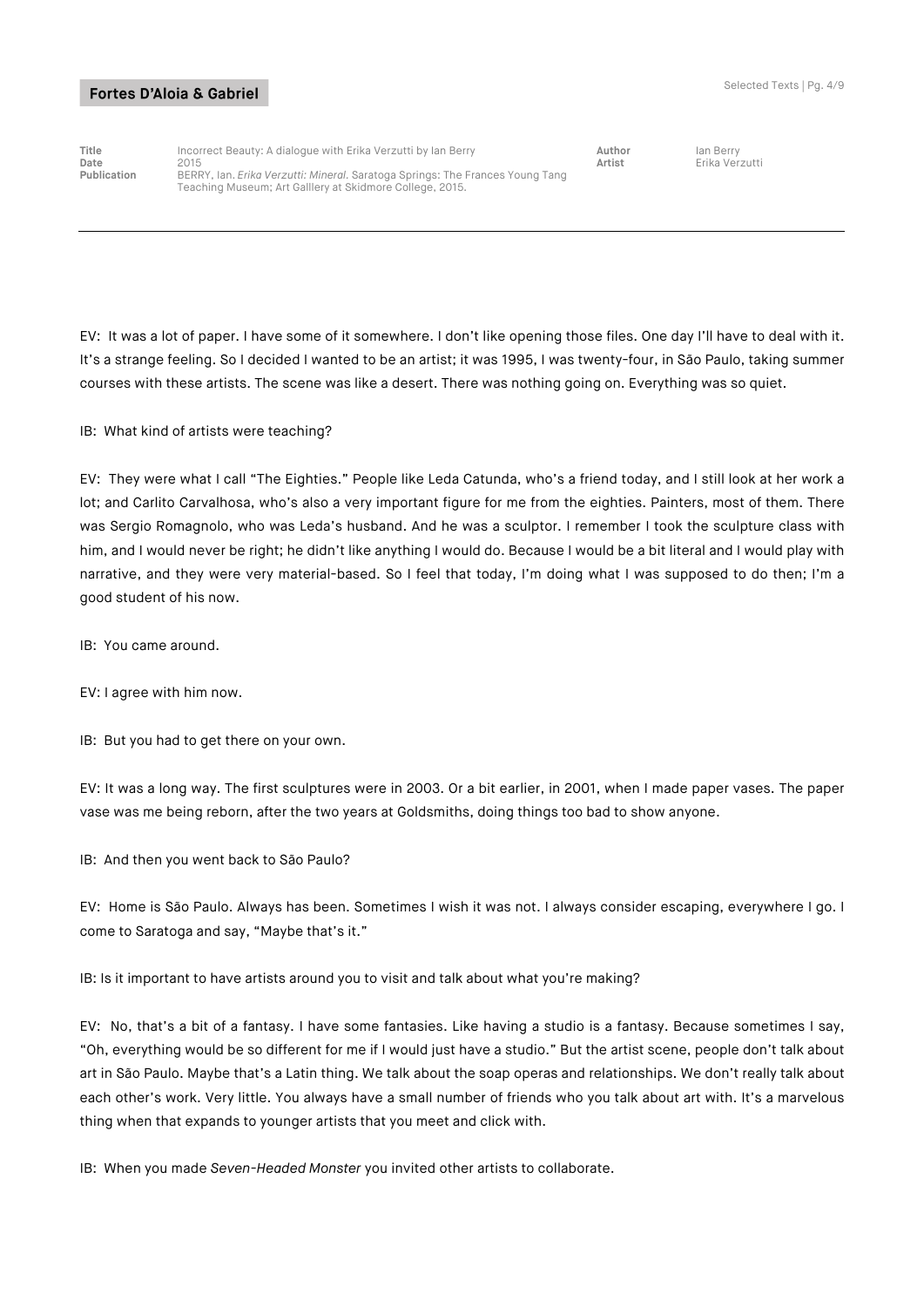EV: It was a lot of paper. I have some of it somewhere. I don't like opening those files. One day I'll have to deal with it. It's a strange feeling. So I decided I wanted to be an artist; it was 1995, I was twenty-four, in São Paulo, taking summer courses with these artists. The scene was like a desert. There was nothing going on. Everything was so quiet.

IB: What kind of artists were teaching?

EV: They were what I call "The Eighties." People like Leda Catunda, who's a friend today, and I still look at her work a lot; and Carlito Carvalhosa, who's also a very important figure for me from the eighties. Painters, most of them. There was Sergio Romagnolo, who was Leda's husband. And he was a sculptor. I remember I took the sculpture class with him, and I would never be right; he didn't like anything I would do. Because I would be a bit literal and I would play with narrative, and they were very material-based. So I feel that today, I'm doing what I was supposed to do then; I'm a good student of his now.

IB: You came around.

EV: I agree with him now.

IB: But you had to get there on your own.

EV: It was a long way. The first sculptures were in 2003. Or a bit earlier, in 2001, when I made paper vases. The paper vase was me being reborn, after the two years at Goldsmiths, doing things too bad to show anyone.

IB: And then you went back to São Paulo?

EV: Home is São Paulo. Always has been. Sometimes I wish it was not. I always consider escaping, everywhere I go. I come to Saratoga and say, "Maybe that's it."

IB: Is it important to have artists around you to visit and talk about what you're making?

EV: No, that's a bit of a fantasy. I have some fantasies. Like having a studio is a fantasy. Because sometimes I say, "Oh, everything would be so different for me if I would just have a studio." But the artist scene, people don't talk about art in São Paulo. Maybe that's a Latin thing. We talk about the soap operas and relationships. We don't really talk about each other's work. Very little. You always have a small number of friends who you talk about art with. It's a marvelous thing when that expands to younger artists that you meet and click with.

IB: When you made *Seven-Headed Monster* you invited other artists to collaborate.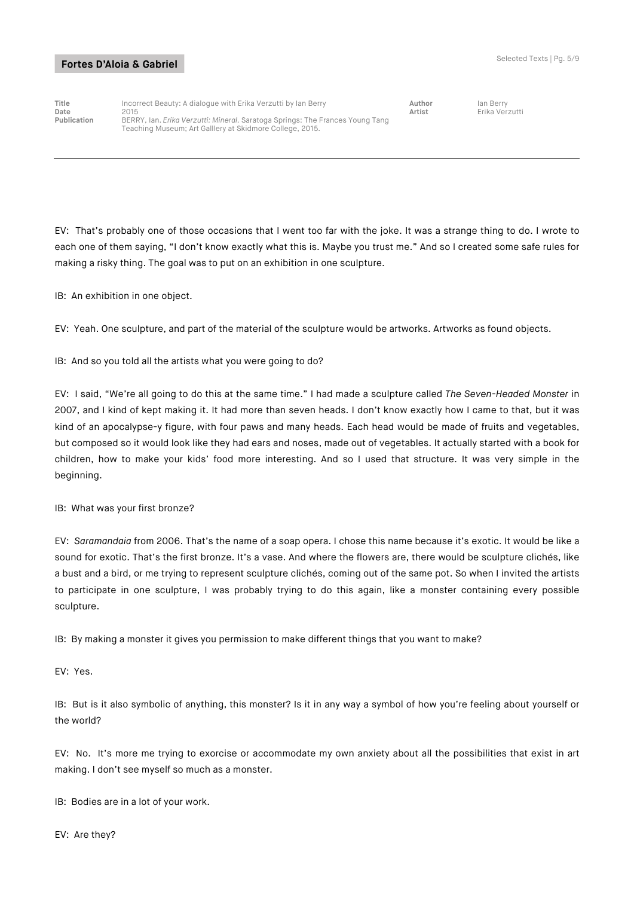EV: That's probably one of those occasions that I went too far with the joke. It was a strange thing to do. I wrote to each one of them saying, "I don't know exactly what this is. Maybe you trust me." And so I created some safe rules for making a risky thing. The goal was to put on an exhibition in one sculpture.

IB: An exhibition in one object.

EV: Yeah. One sculpture, and part of the material of the sculpture would be artworks. Artworks as found objects.

IB: And so you told all the artists what you were going to do?

EV: I said, "We're all going to do this at the same time." I had made a sculpture called *The Seven-Headed Monster* in 2007, and I kind of kept making it. It had more than seven heads. I don't know exactly how I came to that, but it was kind of an apocalypse-y figure, with four paws and many heads. Each head would be made of fruits and vegetables, but composed so it would look like they had ears and noses, made out of vegetables. It actually started with a book for children, how to make your kids' food more interesting. And so I used that structure. It was very simple in the beginning.

IB: What was your first bronze?

EV: *Saramandaia* from 2006. That's the name of a soap opera. I chose this name because it's exotic. It would be like a sound for exotic. That's the first bronze. It's a vase. And where the flowers are, there would be sculpture clichés, like a bust and a bird, or me trying to represent sculpture clichés, coming out of the same pot. So when I invited the artists to participate in one sculpture, I was probably trying to do this again, like a monster containing every possible sculpture.

IB: By making a monster it gives you permission to make different things that you want to make?

EV: Yes.

IB: But is it also symbolic of anything, this monster? Is it in any way a symbol of how you're feeling about yourself or the world?

EV: No. It's more me trying to exorcise or accommodate my own anxiety about all the possibilities that exist in art making. I don't see myself so much as a monster.

IB: Bodies are in a lot of your work.

EV: Are they?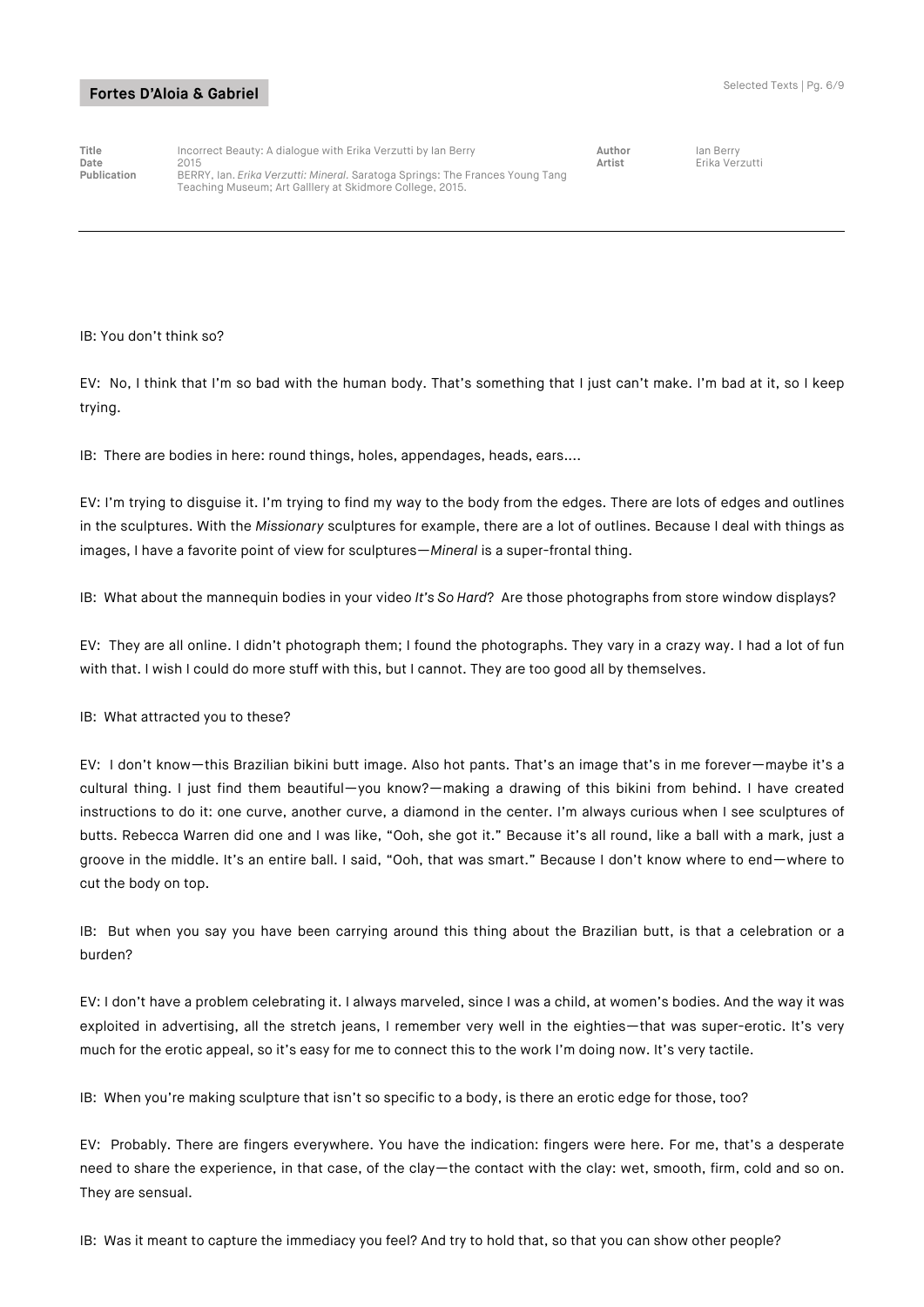IB: You don't think so?

EV: No, I think that I'm so bad with the human body. That's something that I just can't make. I'm bad at it, so I keep trying.

IB: There are bodies in here: round things, holes, appendages, heads, ears....

EV: I'm trying to disguise it. I'm trying to find my way to the body from the edges. There are lots of edges and outlines in the sculptures. With the *Missionary* sculptures for example, there are a lot of outlines. Because I deal with things as images, I have a favorite point of view for sculptures—*Mineral* is a super-frontal thing.

IB: What about the mannequin bodies in your video *It's So Hard*? Are those photographs from store window displays?

EV: They are all online. I didn't photograph them; I found the photographs. They vary in a crazy way. I had a lot of fun with that. I wish I could do more stuff with this, but I cannot. They are too good all by themselves.

IB: What attracted you to these?

EV: I don't know—this Brazilian bikini butt image. Also hot pants. That's an image that's in me forever—maybe it's a cultural thing. I just find them beautiful—you know?—making a drawing of this bikini from behind. I have created instructions to do it: one curve, another curve, a diamond in the center. I'm always curious when I see sculptures of butts. Rebecca Warren did one and I was like, "Ooh, she got it." Because it's all round, like a ball with a mark, just a groove in the middle. It's an entire ball. I said, "Ooh, that was smart." Because I don't know where to end—where to cut the body on top.

IB: But when you say you have been carrying around this thing about the Brazilian butt, is that a celebration or a burden?

EV: I don't have a problem celebrating it. I always marveled, since I was a child, at women's bodies. And the way it was exploited in advertising, all the stretch jeans, I remember very well in the eighties—that was super-erotic. It's very much for the erotic appeal, so it's easy for me to connect this to the work I'm doing now. It's very tactile.

IB: When you're making sculpture that isn't so specific to a body, is there an erotic edge for those, too?

EV: Probably. There are fingers everywhere. You have the indication: fingers were here. For me, that's a desperate need to share the experience, in that case, of the clay—the contact with the clay: wet, smooth, firm, cold and so on. They are sensual.

IB: Was it meant to capture the immediacy you feel? And try to hold that, so that you can show other people?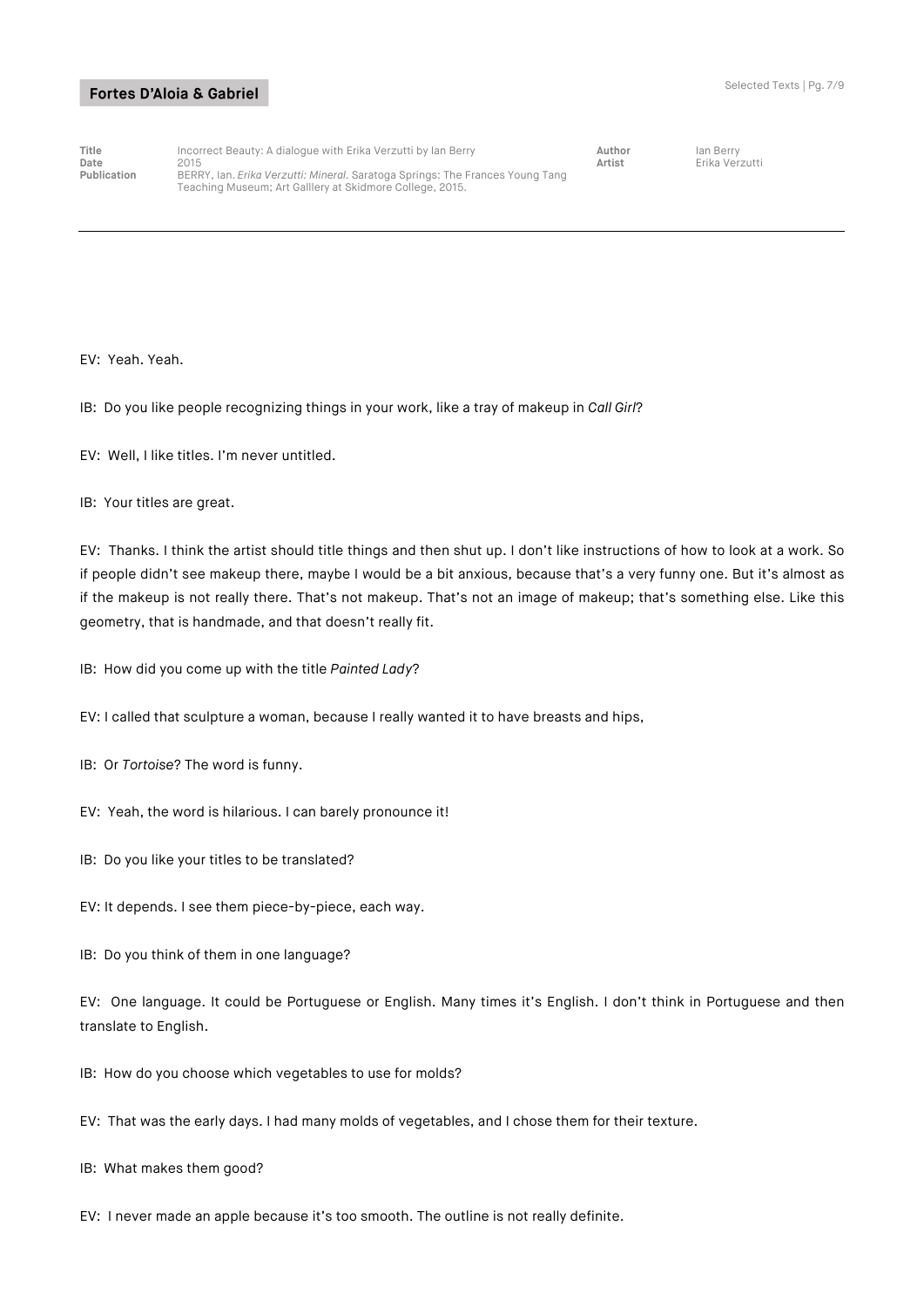EV: Yeah. Yeah.

IB: Do you like people recognizing things in your work, like a tray of makeup in *Call Girl*?

EV: Well, I like titles. I'm never untitled.

IB: Your titles are great.

EV: Thanks. I think the artist should title things and then shut up. I don't like instructions of how to look at a work. So if people didn't see makeup there, maybe I would be a bit anxious, because that's a very funny one. But it's almost as if the makeup is not really there. That's not makeup. That's not an image of makeup; that's something else. Like this geometry, that is handmade, and that doesn't really fit.

IB: How did you come up with the title *Painted Lady*?

EV: I called that sculpture a woman, because I really wanted it to have breasts and hips,

IB: Or *Tortoise*? The word is funny.

EV: Yeah, the word is hilarious. I can barely pronounce it!

IB: Do you like your titles to be translated?

EV: It depends. I see them piece-by-piece, each way.

IB: Do you think of them in one language?

EV: One language. It could be Portuguese or English. Many times it's English. I don't think in Portuguese and then translate to English.

IB: How do you choose which vegetables to use for molds?

EV: That was the early days. I had many molds of vegetables, and I chose them for their texture.

IB: What makes them good?

EV: I never made an apple because it's too smooth. The outline is not really definite.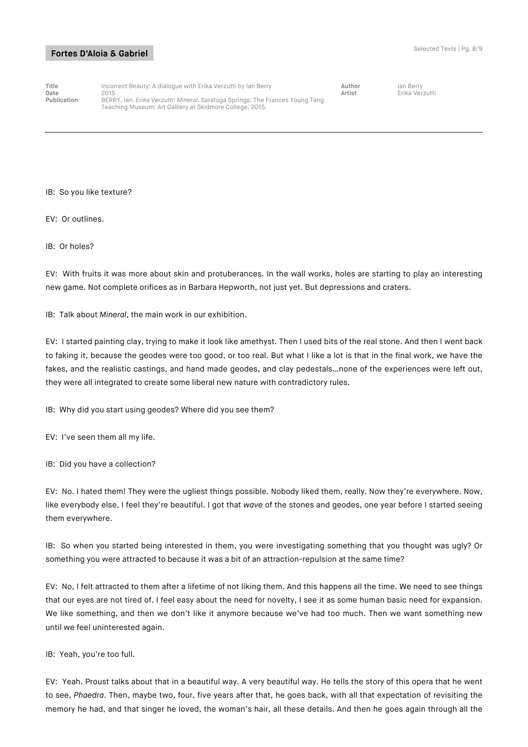IB: So you like texture?

EV: Or outlines.

IB: Or holes?

EV: With fruits it was more about skin and protuberances. In the wall works, holes are starting to play an interesting new game. Not complete orifices as in Barbara Hepworth, not just yet. But depressions and craters.

IB: Talk about *Mineral*, the main work in our exhibition.

EV: I started painting clay, trying to make it look like amethyst. Then I used bits of the real stone. And then I went back to faking it, because the geodes were too good, or too real. But what I like a lot is that in the final work, we have the fakes, and the realistic castings, and hand made geodes, and clay pedestals...none of the experiences were left out, they were all integrated to create some liberal new nature with contradictory rules.

IB: Why did you start using geodes? Where did you see them?

EV: I've seen them all my life.

IB: Did you have a collection?

EV: No. I hated them! They were the ugliest things possible. Nobody liked them, really. Now they're everywhere. Now, like everybody else, I feel they're beautiful. I got that *wave* of the stones and geodes, one year before I started seeing them everywhere.

IB: So when you started being interested in them, you were investigating something that you thought was ugly? Or something you were attracted to because it was a bit of an attraction-repulsion at the same time?

EV: No, I felt attracted to them after a lifetime of not liking them. And this happens all the time. We need to see things that our eyes are not tired of. I feel easy about the need for novelty, I see it as some human basic need for expansion. We like something, and then we don't like it anymore because we've had too much. Then we want something new until we feel uninterested again.

IB: Yeah, you're too full.

EV: Yeah. Proust talks about that in a beautiful way. A very beautiful way. He tells the story of this opera that he went to see, *Phaedra*. Then, maybe two, four, five years after that, he goes back, with all that expectation of revisiting the memory he had, and that singer he loved, the woman's hair, all these details. And then he goes again through all the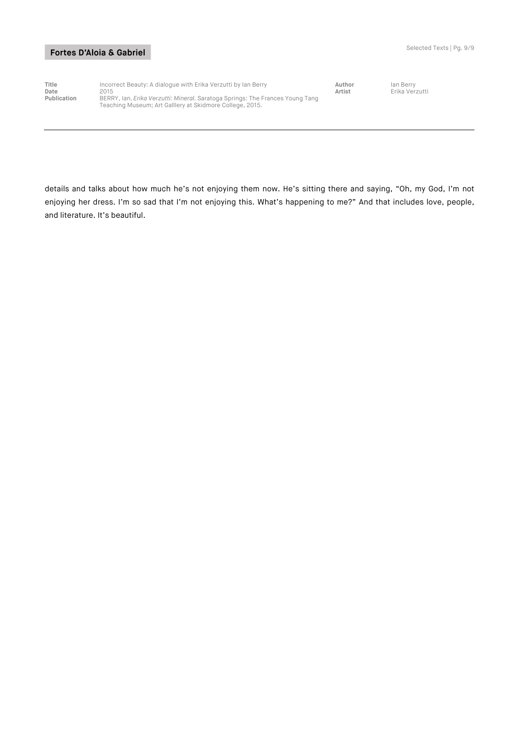details and talks about how much he's not enjoying them now. He's sitting there and saying, "Oh, my God, I'm not enjoying her dress. I'm so sad that I'm not enjoying this. What's happening to me?" And that includes love, people, and literature. It's beautiful.